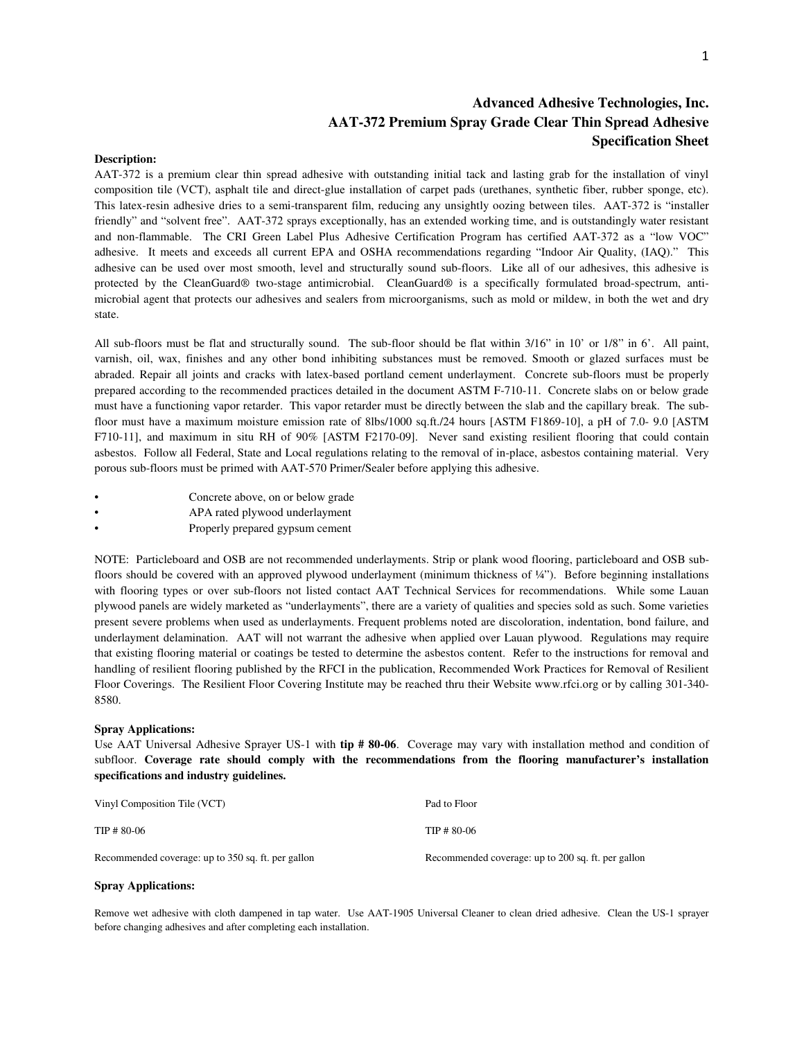# Advanced Adhesive Technologies, Inc.
# AAT-372 Premium Spray Grade Clear Thin Spread Adhesive
# Specification Sheet

**Description:**

AAT-372 is a premium clear thin spread adhesive with outstanding initial tack and lasting grab for the installation of vinyl composition tile (VCT), asphalt tile and direct-glue installation of carpet pads (urethanes, synthetic fiber, rubber sponge, etc). This latex-resin adhesive dries to a semi-transparent film, reducing any unsightly oozing between tiles. AAT-372 is "installer friendly" and "solvent free". AAT-372 sprays exceptionally, has an extended working time, and is outstandingly water resistant and non-flammable. The CRI Green Label Plus Adhesive Certification Program has certified AAT-372 as a "low VOC" adhesive. It meets and exceeds all current EPA and OSHA recommendations regarding "Indoor Air Quality, (IAQ)." This adhesive can be used over most smooth, level and structurally sound sub-floors. Like all of our adhesives, this adhesive is protected by the CleanGuard® two-stage antimicrobial. CleanGuard® is a specifically formulated broad-spectrum, anti-microbial agent that protects our adhesives and sealers from microorganisms, such as mold or mildew, in both the wet and dry state.

All sub-floors must be flat and structurally sound. The sub-floor should be flat within 3/16" in 10' or 1/8" in 6'. All paint, varnish, oil, wax, finishes and any other bond inhibiting substances must be removed. Smooth or glazed surfaces must be abraded. Repair all joints and cracks with latex-based portland cement underlayment. Concrete sub-floors must be properly prepared according to the recommended practices detailed in the document ASTM F-710-11. Concrete slabs on or below grade must have a functioning vapor retarder. This vapor retarder must be directly between the slab and the capillary break. The sub-floor must have a maximum moisture emission rate of 8lbs/1000 sq.ft./24 hours [ASTM F1869-10], a pH of 7.0- 9.0 [ASTM F710-11], and maximum in situ RH of 90% [ASTM F2170-09]. Never sand existing resilient flooring that could contain asbestos. Follow all Federal, State and Local regulations relating to the removal of in-place, asbestos containing material. Very porous sub-floors must be primed with AAT-570 Primer/Sealer before applying this adhesive.

- Concrete above, on or below grade
- APA rated plywood underlayment
- Properly prepared gypsum cement

NOTE: Particleboard and OSB are not recommended underlayments. Strip or plank wood flooring, particleboard and OSB sub-floors should be covered with an approved plywood underlayment (minimum thickness of ¼"). Before beginning installations with flooring types or over sub-floors not listed contact AAT Technical Services for recommendations. While some Lauan plywood panels are widely marketed as "underlayments", there are a variety of qualities and species sold as such. Some varieties present severe problems when used as underlayments. Frequent problems noted are discoloration, indentation, bond failure, and underlayment delamination. AAT will not warrant the adhesive when applied over Lauan plywood. Regulations may require that existing flooring material or coatings be tested to determine the asbestos content. Refer to the instructions for removal and handling of resilient flooring published by the RFCI in the publication, Recommended Work Practices for Removal of Resilient Floor Coverings. The Resilient Floor Covering Institute may be reached thru their Website www.rfci.org or by calling 301-340-8580.

**Spray Applications:**

Use AAT Universal Adhesive Sprayer US-1 with **tip # 80-06**. Coverage may vary with installation method and condition of subfloor. **Coverage rate should comply with the recommendations from the flooring manufacturer's installation specifications and industry guidelines.**

| Vinyl Composition Tile (VCT) | Pad to Floor |
|---|---|
| TIP # 80-06 | TIP # 80-06 |
| Recommended coverage: up to 350 sq. ft. per gallon | Recommended coverage: up to 200 sq. ft. per gallon |

**Spray Applications:**

Remove wet adhesive with cloth dampened in tap water. Use AAT-1905 Universal Cleaner to clean dried adhesive. Clean the US-1 sprayer before changing adhesives and after completing each installation.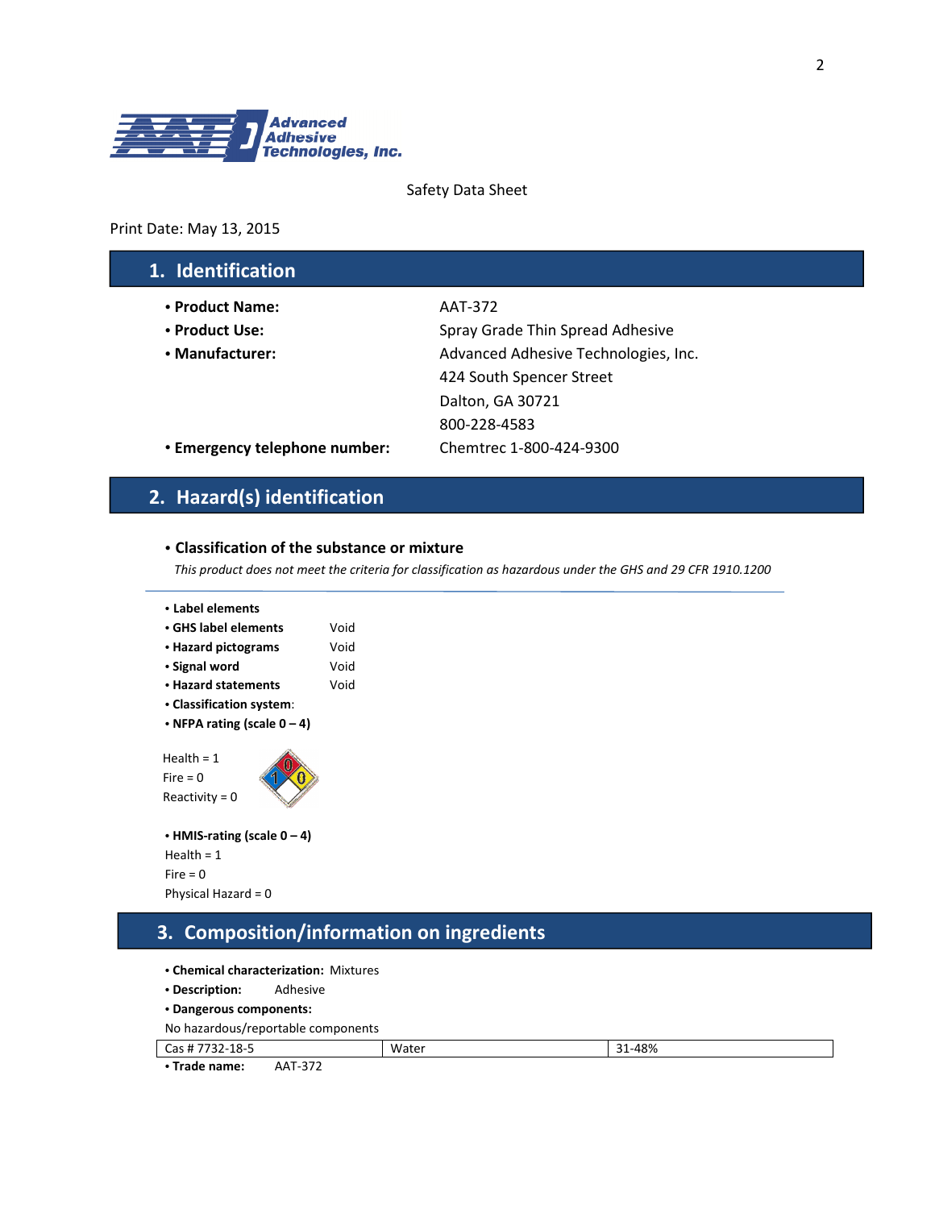Advanced Adhesive Technologies, Inc.

Safety Data Sheet

Print Date: May 13, 2015

## 1. Identification

- **Product Name:** AAT-372
- **Product Use:** Spray Grade Thin Spread Adhesive
- **Manufacturer:** Advanced Adhesive Technologies, Inc.
  424 South Spencer Street
  Dalton, GA 30721
  800-228-4583
- **Emergency telephone number:** Chemtrec 1-800-424-9300

## 2. Hazard(s) identification

- **Classification of the substance or mixture**

*This product does not meet the criteria for classification as hazardous under the GHS and 29 CFR 1910.1200*

- **Label elements**
- **GHS label elements** Void
- **Hazard pictograms** Void
- **Signal word** Void
- **Hazard statements** Void
- **Classification system:**
- **NFPA rating (scale 0 – 4)**

Health = 1
Fire = 0
Reactivity = 0

- **HMIS-rating (scale 0 – 4)**

Health = 1
Fire = 0
Physical Hazard = 0

## 3. Composition/information on ingredients

- **Chemical characterization:** Mixtures
- **Description:** Adhesive
- **Dangerous components:**

No hazardous/reportable components

| Cas # 7732-18-5 | Water | 31-48% |
|---|---|---|

- **Trade name:** AAT-372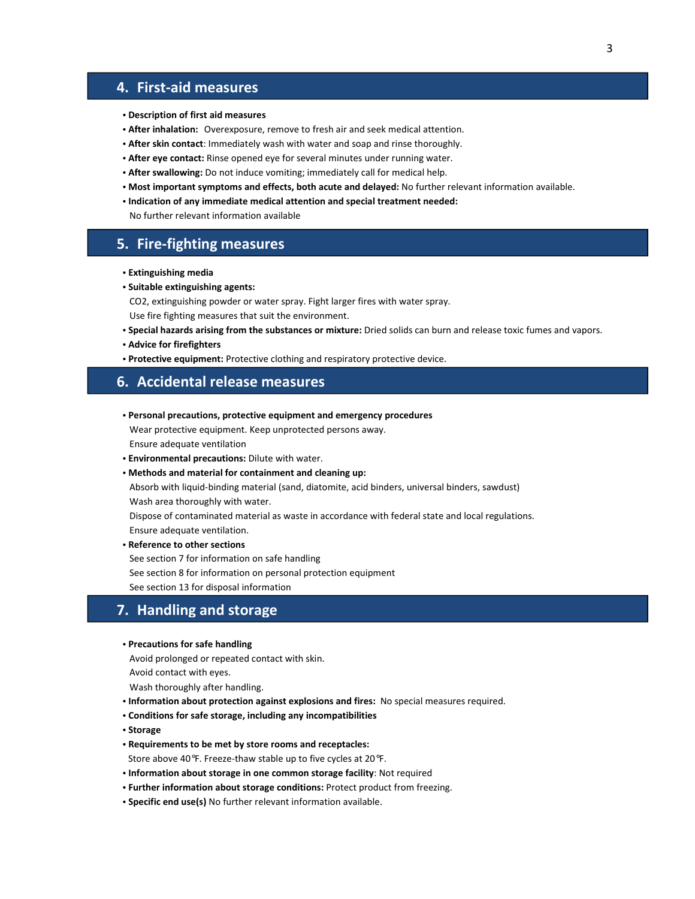## 4. First-aid measures

- **Description of first aid measures**
- **After inhalation:** Overexposure, remove to fresh air and seek medical attention.
- **After skin contact**: Immediately wash with water and soap and rinse thoroughly.
- **After eye contact:** Rinse opened eye for several minutes under running water.
- **After swallowing:** Do not induce vomiting; immediately call for medical help.
- **Most important symptoms and effects, both acute and delayed:** No further relevant information available.
- **Indication of any immediate medical attention and special treatment needed:**
  No further relevant information available

## 5. Fire-fighting measures

- **Extinguishing media**
- **Suitable extinguishing agents:**
  $CO_2$, extinguishing powder or water spray. Fight larger fires with water spray.
  Use fire fighting measures that suit the environment.
- **Special hazards arising from the substances or mixture:** Dried solids can burn and release toxic fumes and vapors.
- **Advice for firefighters**
- **Protective equipment:** Protective clothing and respiratory protective device.

## 6. Accidental release measures

- **Personal precautions, protective equipment and emergency procedures**
  Wear protective equipment. Keep unprotected persons away.
  Ensure adequate ventilation
- **Environmental precautions:** Dilute with water.
- **Methods and material for containment and cleaning up:**
  Absorb with liquid-binding material (sand, diatomite, acid binders, universal binders, sawdust)
  Wash area thoroughly with water.
  Dispose of contaminated material as waste in accordance with federal state and local regulations.
  Ensure adequate ventilation.
- **Reference to other sections**
  See section 7 for information on safe handling
  See section 8 for information on personal protection equipment
  See section 13 for disposal information

## 7. Handling and storage

- **Precautions for safe handling**
  Avoid prolonged or repeated contact with skin.
  Avoid contact with eyes.
  Wash thoroughly after handling.
- **Information about protection against explosions and fires:** No special measures required.
- **Conditions for safe storage, including any incompatibilities**
- **Storage**
- **Requirements to be met by store rooms and receptacles:**
  Store above 40℉. Freeze-thaw stable up to five cycles at 20℉.
- **Information about storage in one common storage facility**: Not required
- **Further information about storage conditions:** Protect product from freezing.
- **Specific end use(s)** No further relevant information available.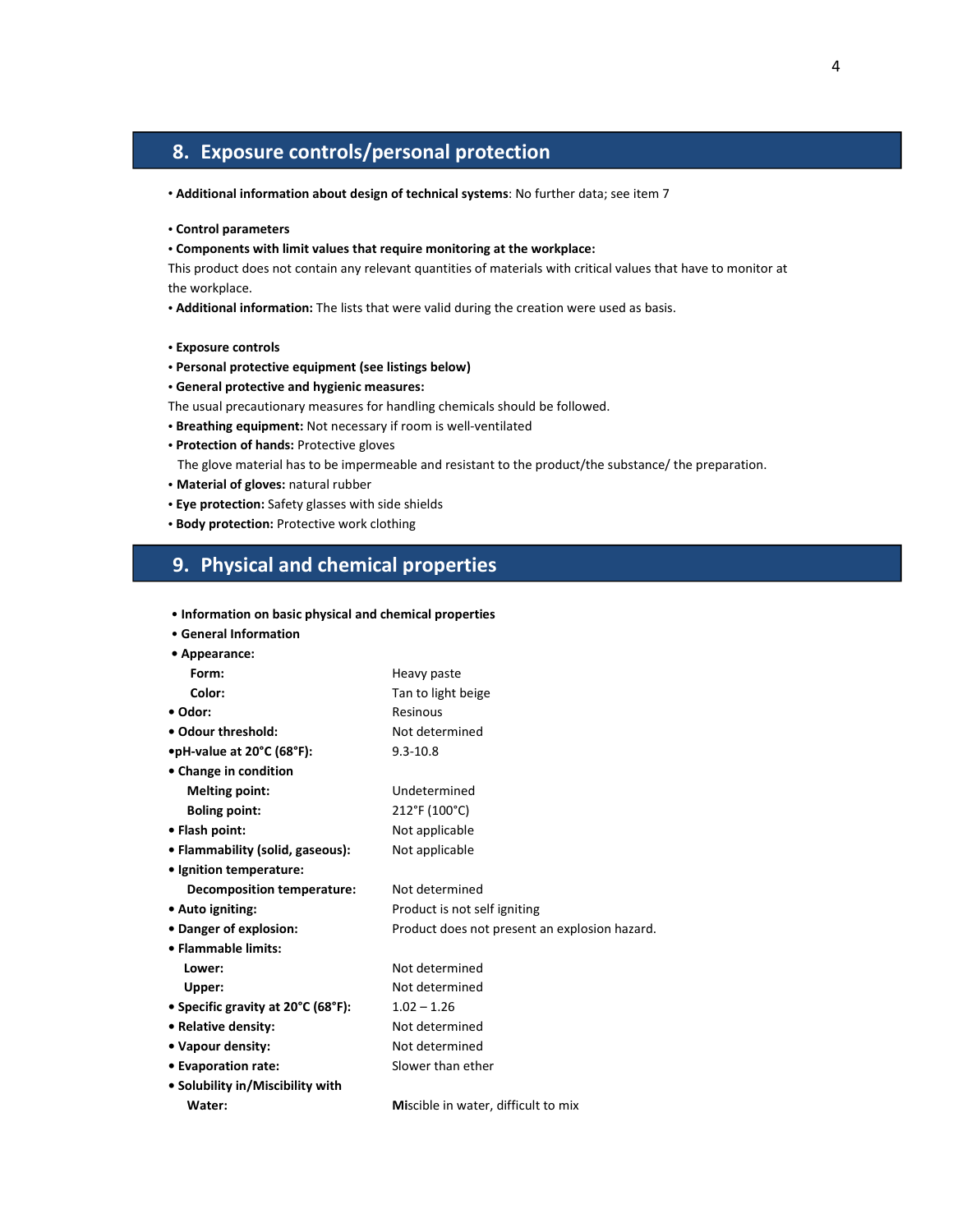## 8. Exposure controls/personal protection

• **Additional information about design of technical systems**: No further data; see item 7

• **Control parameters**
• **Components with limit values that require monitoring at the workplace:**
This product does not contain any relevant quantities of materials with critical values that have to monitor at the workplace.
• **Additional information:** The lists that were valid during the creation were used as basis.

• **Exposure controls**
• **Personal protective equipment (see listings below)**
• **General protective and hygienic measures:**
The usual precautionary measures for handling chemicals should be followed.
• **Breathing equipment:** Not necessary if room is well-ventilated
• **Protection of hands:** Protective gloves
The glove material has to be impermeable and resistant to the product/the substance/ the preparation.
• **Material of gloves:** natural rubber
• **Eye protection:** Safety glasses with side shields
• **Body protection:** Protective work clothing

## 9. Physical and chemical properties

• **Information on basic physical and chemical properties**
• **General Information**
• **Appearance:**

| | |
|---|---|
| **Form:** | Heavy paste |
| **Color:** | Tan to light beige |
| • **Odor:** | Resinous |
| • **Odour threshold:** | Not determined |
| •**pH-value at 20°C (68°F):** | 9.3-10.8 |
| • **Change in condition** | |
| **Melting point:** | Undetermined |
| **Boling point:** | 212°F (100°C) |
| • **Flash point:** | Not applicable |
| • **Flammability (solid, gaseous):** | Not applicable |
| • **Ignition temperature:** | |
| **Decomposition temperature:** | Not determined |
| • **Auto igniting:** | Product is not self igniting |
| • **Danger of explosion:** | Product does not present an explosion hazard. |
| • **Flammable limits:** | |
| **Lower:** | Not determined |
| **Upper:** | Not determined |
| • **Specific gravity at 20°C (68°F):** | 1.02 – 1.26 |
| • **Relative density:** | Not determined |
| • **Vapour density:** | Not determined |
| • **Evaporation rate:** | Slower than ether |
| • **Solubility in/Miscibility with** | |
| **Water:** | **Mi**scible in water, difficult to mix |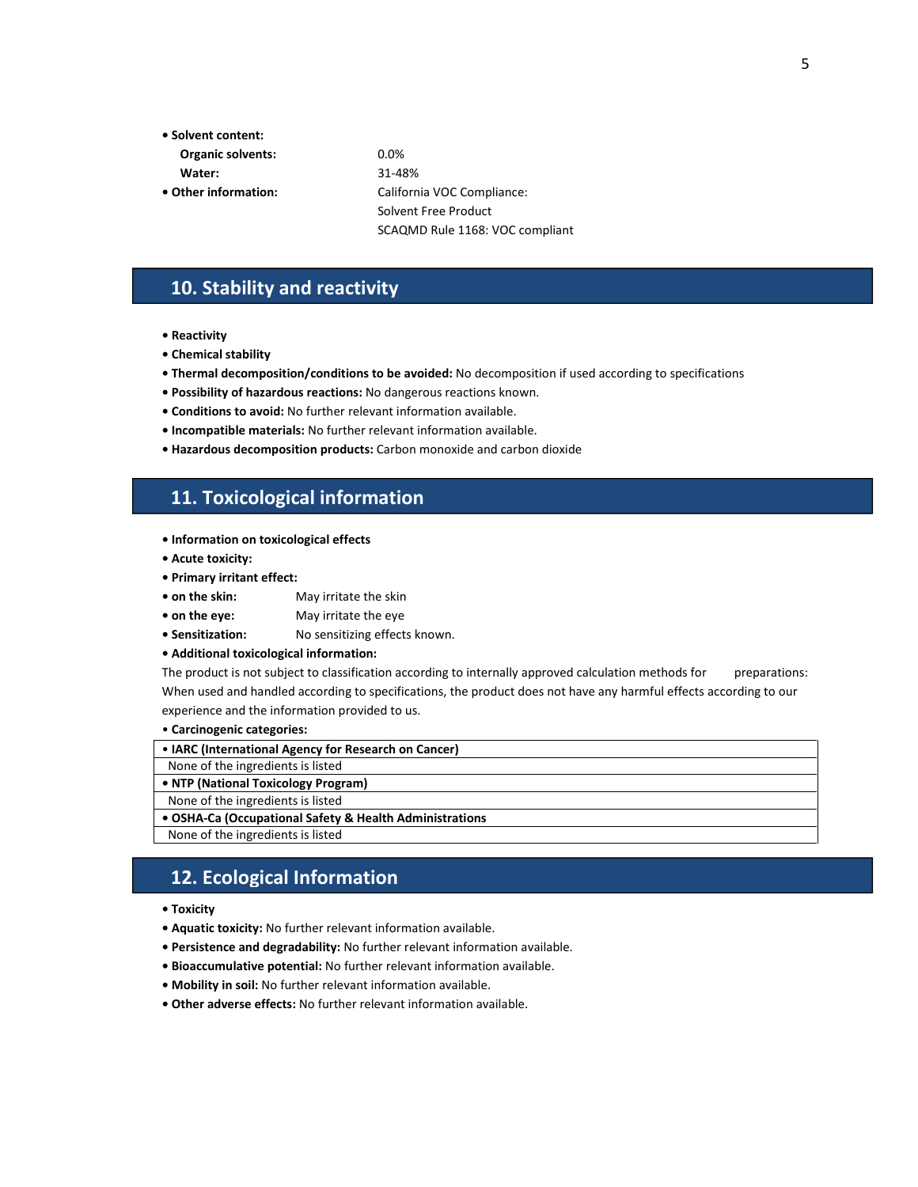- **Solent content:**

| | |
|---|---|
| **Organic solvents:** | 0.0% |
| **Water:** | 31-48% |
| **• Other information:** | California VOC Compliance: Solvent Free Product SCAQMD Rule 1168: VOC compliant |

## 10. Stability and reactivity

- **Reactivity**
- **Chemical stability**
- **Thermal decomposition/conditions to be avoided:** No decomposition if used according to specifications
- **Possibility of hazardous reactions:** No dangerous reactions known.
- **Conditions to avoid:** No further relevant information available.
- **Incompatible materials:** No further relevant information available.
- **Hazardous decomposition products:** Carbon monoxide and carbon dioxide

## 11. Toxicological information

- **Information on toxicological effects**
- **Acute toxicity:**
- **Primary irritant effect:**
- **on the skin:** May irritate the skin
- **on the eye:** May irritate the eye
- **Sensitization:** No sensitizing effects known.
- **Additional toxicological information:**

The product is not subject to classification according to internally approved calculation methods for preparations: When used and handled according to specifications, the product does not have any harmful effects according to our experience and the information provided to us.

- **Carcinogenic categories:**

| **• IARC (International Agency for Research on Cancer)** |
|---|
| None of the ingredients is listed |
| **• NTP (National Toxicology Program)** |
| None of the ingredients is listed |
| **• OSHA-Ca (Occupational Safety & Health Administrations** |
| None of the ingredients is listed |

## 12. Ecological Information

- **Toxicity**
- **Aquatic toxicity:** No further relevant information available.
- **Persistence and degradability:** No further relevant information available.
- **Bioaccumulative potential:** No further relevant information available.
- **Mobility in soil:** No further relevant information available.
- **Other adverse effects:** No further relevant information available.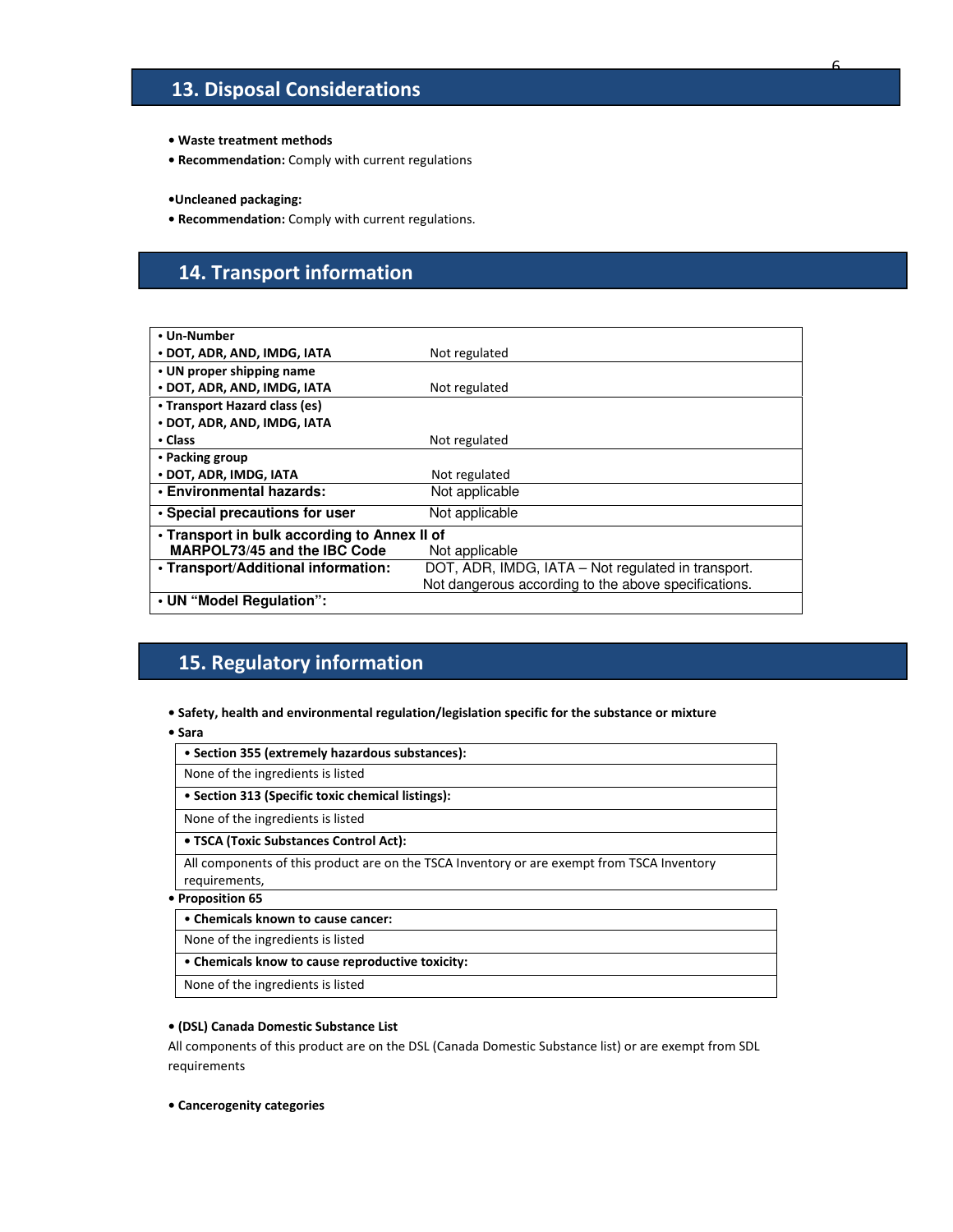## 13. Disposal Considerations

- **Waste treatment methods**
- **Recommendation:** Comply with current regulations

- **Uncleaned packaging:**
- **Recommendation:** Comply with current regulations.

## 14. Transport information

| | |
|---|---|
| • **Un-Number**<br>• **DOT, ADR, AND, IMDG, IATA** | Not regulated |
| • **UN proper shipping name**<br>• **DOT, ADR, AND, IMDG, IATA** | Not regulated |
| • **Transport Hazard class (es)**<br>• **DOT, ADR, AND, IMDG, IATA**<br>• **Class** | Not regulated |
| • **Packing group**<br>• **DOT, ADR, IMDG, IATA** | Not regulated |
| • **Environmental hazards:** | Not applicable |
| • **Special precautions for user** | Not applicable |
| • **Transport in bulk according to Annex II of MARPOL73/45 and the IBC Code** | Not applicable |
| • **Transport/Additional information:** | DOT, ADR, IMDG, IATA – Not regulated in transport.<br>Not dangerous according to the above specifications. |
| • **UN "Model Regulation":** | |

## 15. Regulatory information

- **Safety, health and environmental regulation/legislation specific for the substance or mixture**
- **Sara**

| • **Section 355 (extremely hazardous substances):** |
|---|
| None of the ingredients is listed |
| • **Section 313 (Specific toxic chemical listings):** |
| None of the ingredients is listed |
| • **TSCA (Toxic Substances Control Act):** |
| All components of this product are on the TSCA Inventory or are exempt from TSCA Inventory requirements, |

- **Proposition 65**

| • **Chemicals known to cause cancer:** |
|---|
| None of the ingredients is listed |
| • **Chemicals know to cause reproductive toxicity:** |
| None of the ingredients is listed |

- **(DSL) Canada Domestic Substance List**

All components of this product are on the DSL (Canada Domestic Substance list) or are exempt from SDL requirements

- **Cancerogenity categories**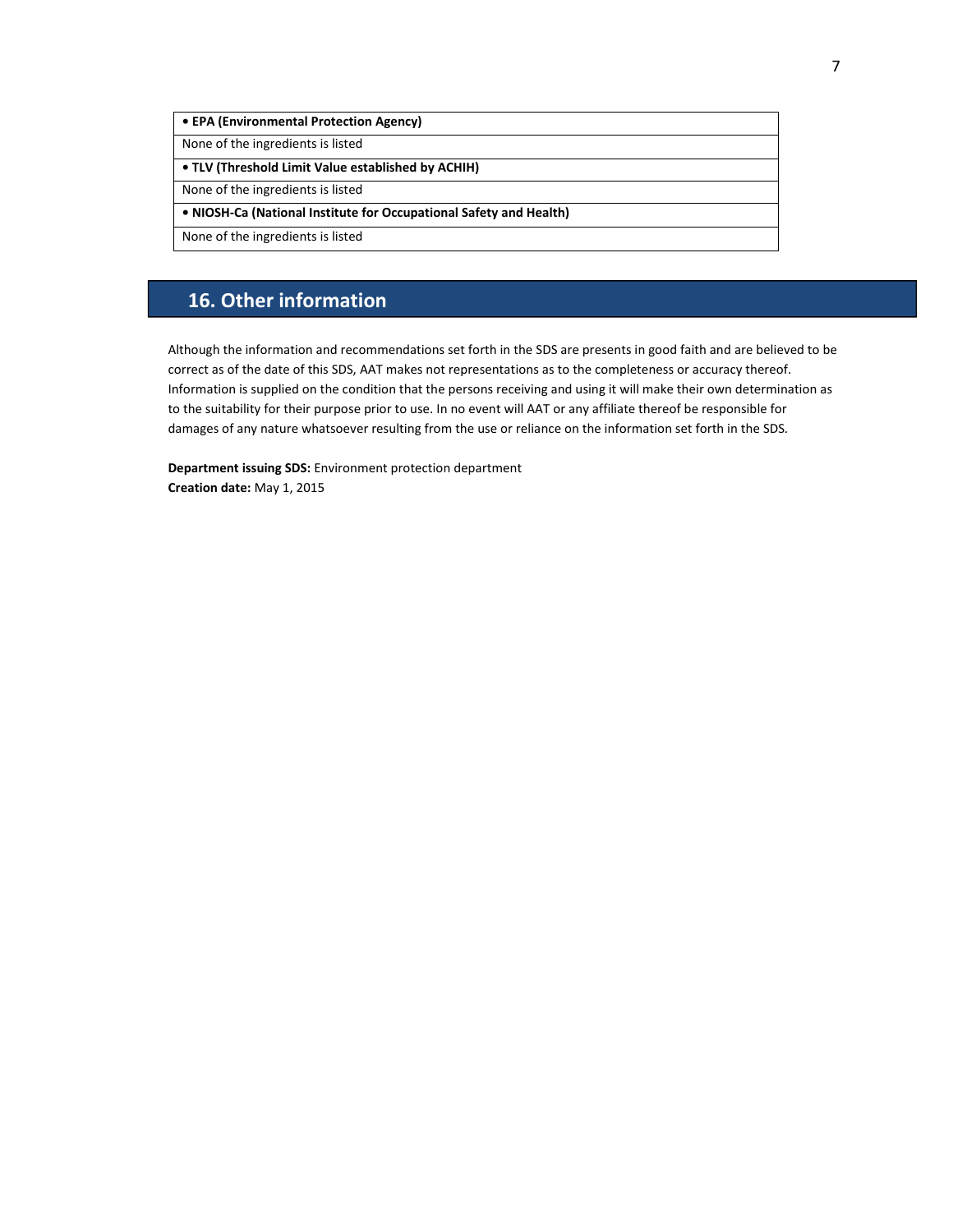| |
|---|
| **• EPA (Environmental Protection Agency)** |
| None of the ingredients is listed |
| **• TLV (Threshold Limit Value established by ACHIH)** |
| None of the ingredients is listed |
| **• NIOSH-Ca (National Institute for Occupational Safety and Health)** |
| None of the ingredients is listed |

## 16. Other information

Although the information and recommendations set forth in the SDS are presents in good faith and are believed to be correct as of the date of this SDS, AAT makes not representations as to the completeness or accuracy thereof. Information is supplied on the condition that the persons receiving and using it will make their own determination as to the suitability for their purpose prior to use. In no event will AAT or any affiliate thereof be responsible for damages of any nature whatsoever resulting from the use or reliance on the information set forth in the SDS.

**Department issuing SDS:** Environment protection department
**Creation date:** May 1, 2015